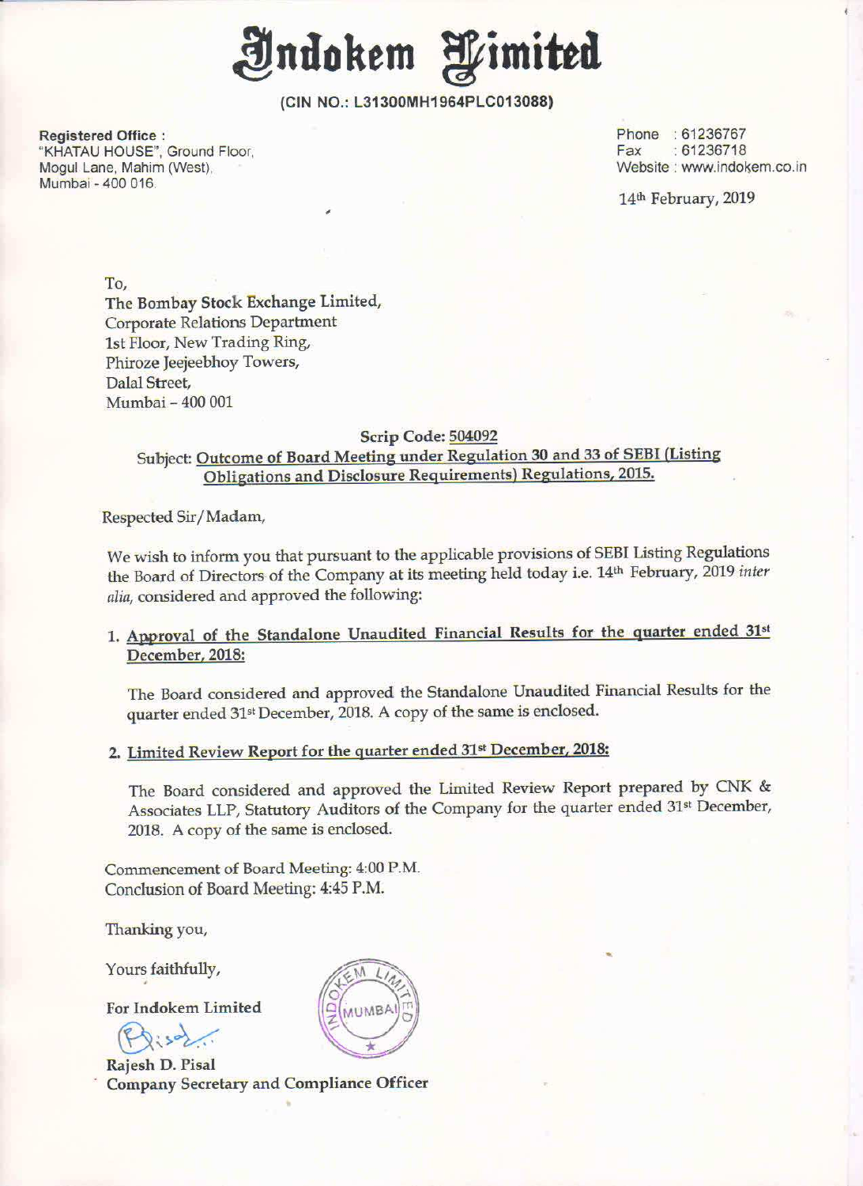# Indokem Limited

**(CIN NO.: L31300MH1964PLC013088)**

**Registered Office :**
"KHATAU HOUSE", Ground Floor,
Mogul Lane, Mahim (West),
Mumbai - 400 016.

Phone : 61236767
Fax : 61236718
Website : www.indokem.co.in

14th February, 2019

To,
The Bombay Stock Exchange Limited,
Corporate Relations Department
1st Floor, New Trading Ring,
Phiroze Jeejeebhoy Towers,
Dalal Street,
Mumbai – 400 001

**Scrip Code: 504092**

Subject: Outcome of Board Meeting under Regulation 30 and 33 of SEBI (Listing Obligations and Disclosure Requirements) Regulations, 2015.

Respected Sir/Madam,

We wish to inform you that pursuant to the applicable provisions of SEBI Listing Regulations the Board of Directors of the Company at its meeting held today i.e. 14th February, 2019 *inter alia,* considered and approved the following:

1. Approval of the Standalone Unaudited Financial Results for the quarter ended 31st December, 2018:

   The Board considered and approved the Standalone Unaudited Financial Results for the quarter ended 31st December, 2018. A copy of the same is enclosed.

2. Limited Review Report for the quarter ended 31st December, 2018:

   The Board considered and approved the Limited Review Report prepared by CNK & Associates LLP, Statutory Auditors of the Company for the quarter ended 31st December, 2018. A copy of the same is enclosed.

Commencement of Board Meeting: 4:00 P.M.
Conclusion of Board Meeting: 4:45 P.M.

Thanking you,

Yours faithfully,

For Indokem Limited

Rajesh D. Pisal
Company Secretary and Compliance Officer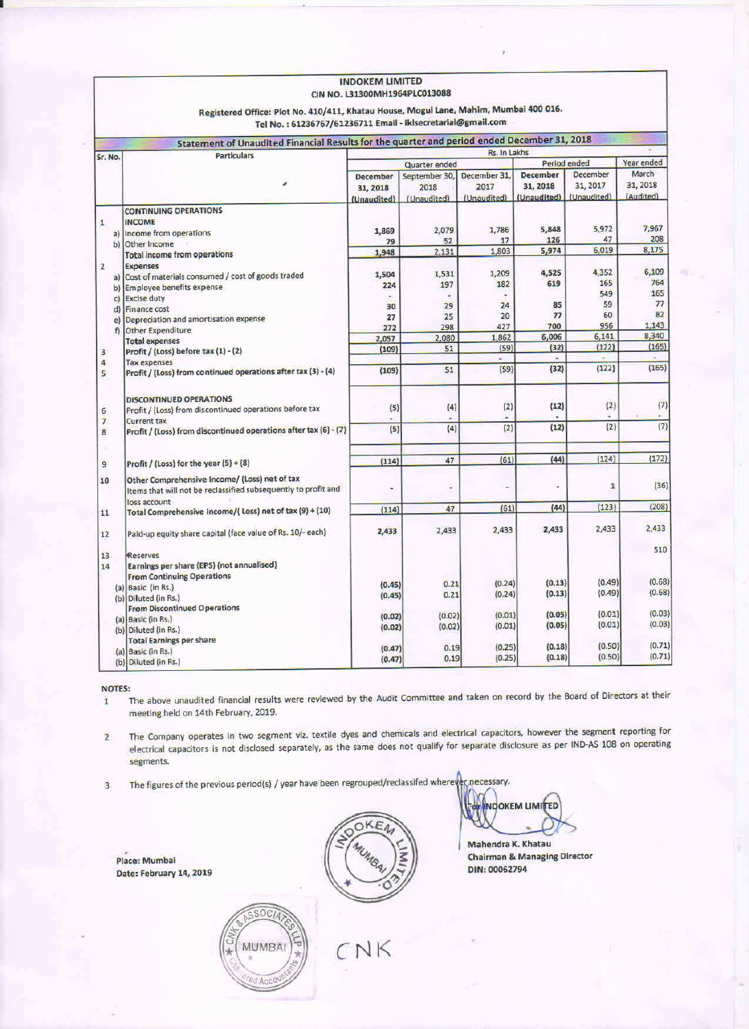# INDOKEM LIMITED

CIN NO. L31300MH1964PLC013088

Registered Office: Plot No. 410/411, Khatau House, Mogul Lane, Mahim, Mumbai 400 016.
Tel No. : 61236767/61236711 Email - iklsecretarial@gmail.com

## Statement of Unaudited Financial Results for the quarter and period ended December 31, 2018

Rs. In Lakhs

| Sr. No. | Particulars | Quarter ended | | | Period ended | | Year ended |
|---|---|---|---|---|---|---|---|
| | | December 31, 2018 (Unaudited) | September 30, 2018 (Unaudited) | December 31, 2017 (Unaudited) | December 31, 2018 (Unaudited) | December 31, 2017 (Unaudited) | March 31, 2018 (Audited) |
| | **CONTINUING OPERATIONS** | | | | | | |
| 1 | **INCOME** | | | | | | |
| a) | Income from operations | 1,869 | 2,079 | 1,786 | 5,848 | 5,972 | 7,967 |
| b) | Other Income | 79 | 52 | 17 | 126 | 47 | 208 |
| | **Total income from operations** | 1,948 | 2,131 | 1,803 | 5,974 | 6,019 | 8,175 |
| 2 | **Expenses** | | | | | | |
| a) | Cost of materials consumed / cost of goods traded | 1,504 | 1,531 | 1,209 | 4,525 | 4,352 | 6,109 |
| b) | Employee benefits expense | 224 | 197 | 182 | 619 | 165 | 764 |
| c) | Excise duty | - | - | - | | 549 | 165 |
| d) | Finance cost | 30 | 29 | 24 | 85 | 59 | 77 |
| e) | Depreciation and amortisation expense | 27 | 25 | 20 | 77 | 60 | 82 |
| f) | Other Expenditure | 272 | 298 | 427 | 700 | 956 | 1,143 |
| | **Total expenses** | 2,057 | 2,080 | 1,862 | 6,006 | 6,141 | 8,340 |
| 3 | **Profit / (Loss) before tax (1) - (2)** | (109) | 51 | (59) | (32) | (122) | (165) |
| 4 | Tax expenses | | | - | - | - | - |
| 5 | **Profit / (Loss) from continued operations after tax (3) - (4)** | (109) | 51 | (59) | (32) | (122) | (165) |
| | **DISCONTINUED OPERATIONS** | | | | | | |
| 6 | Profit / (Loss) from discontinued operations before tax | (5) | (4) | (2) | (12) | (2) | (7) |
| 7 | Current tax | - | - | - | - | - | - |
| 8 | **Profit / (Loss) from discontinued operations after tax (6) - (7)** | (5) | (4) | (2) | (12) | (2) | (7) |
| 9 | **Profit / (Loss) for the year (5) + (8)** | (114) | 47 | (61) | (44) | (124) | (172) |
| 10 | **Other Comprehensive Income/ (Loss) net of tax** Items that will not be reclassified subsequently to profit and loss account | - | - | - | - | 1 | (36) |
| 11 | **Total Comprehensive Income/( Loss) net of tax (9) + (10)** | (114) | 47 | (61) | (44) | (123) | (208) |
| 12 | Paid-up equity share capital (face value of Rs. 10/- each) | 2,433 | 2,433 | 2,433 | 2,433 | 2,433 | 2,433 |
| 13 | Reserves | | | | | | 510 |
| 14 | **Earnings per share (EPS) (not annualised)** | | | | | | |
| | **From Continuing Operations** | | | | | | |
| (a) | Basic (in Rs.) | (0.45) | 0.21 | (0.24) | (0.13) | (0.49) | (0.68) |
| (b) | Diluted (in Rs.) | (0.45) | 0.21 | (0.24) | (0.13) | (0.49) | (0.68) |
| | **From Discontinued Operations** | | | | | | |
| (a) | Basic (in Rs.) | (0.02) | (0.02) | (0.01) | (0.05) | (0.01) | (0.03) |
| (b) | Diluted (in Rs.) | (0.02) | (0.02) | (0.01) | (0.05) | (0.01) | (0.03) |
| | **Total Earnings per share** | | | | | | |
| (a) | Basic (in Rs.) | (0.47) | 0.19 | (0.25) | (0.18) | (0.50) | (0.71) |
| (b) | Diluted (in Rs.) | (0.47) | 0.19 | (0.25) | (0.18) | (0.50) | (0.71) |

**NOTES:**

1. The above unaudited financial results were reviewed by the Audit Committee and taken on record by the Board of Directors at their meeting held on 14th February, 2019.
2. The Company operates in two segment viz. textile dyes and chemicals and electrical capacitors, however the segment reporting for electrical capacitors is not disclosed separately, as the same does not qualify for separate disclosure as per IND-AS 108 on operating segments.
3. The figures of the previous period(s) / year have been regrouped/reclassifed wherever necessary.

For INDOKEM LIMITED

Mahendra K. Khatau
Chairman & Managing Director
DIN: 00062794

Place: Mumbai
Date: February 14, 2019

CNK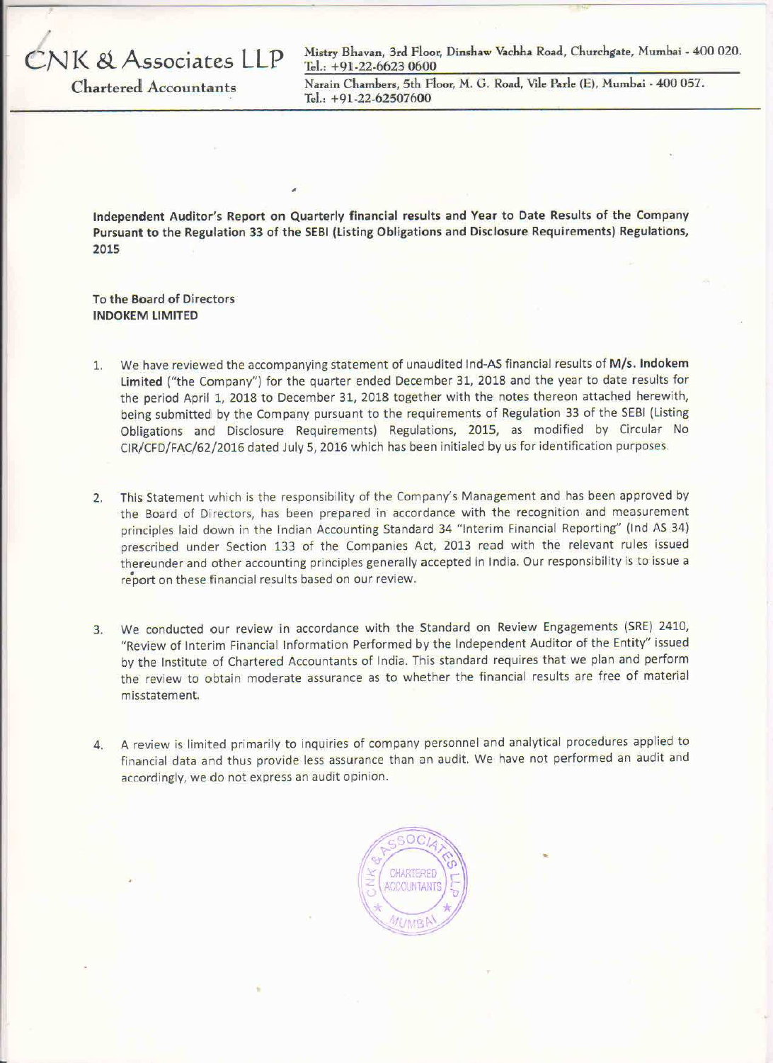# CNK & Associates LLP

**Chartered Accountants**

Mistry Bhavan, 3rd Floor, Dinshaw Vachha Road, Churchgate, Mumbai - 400 020.
Tel.: +91-22-6623 0600

Narain Chambers, 5th Floor, M. G. Road, Vile Parle (E), Mumbai - 400 057.
Tel.: +91-22-62507600

**Independent Auditor's Report on Quarterly financial results and Year to Date Results of the Company Pursuant to the Regulation 33 of the SEBI (Listing Obligations and Disclosure Requirements) Regulations, 2015**

**To the Board of Directors**
**INDOKEM LIMITED**

1. We have reviewed the accompanying statement of unaudited Ind-AS financial results of **M/s. Indokem Limited** ("the Company") for the quarter ended December 31, 2018 and the year to date results for the period April 1, 2018 to December 31, 2018 together with the notes thereon attached herewith, being submitted by the Company pursuant to the requirements of Regulation 33 of the SEBI (Listing Obligations and Disclosure Requirements) Regulations, 2015, as modified by Circular No CIR/CFD/FAC/62/2016 dated July 5, 2016 which has been initialed by us for identification purposes.

2. This Statement which is the responsibility of the Company's Management and has been approved by the Board of Directors, has been prepared in accordance with the recognition and measurement principles laid down in the Indian Accounting Standard 34 "Interim Financial Reporting" (Ind AS 34) prescribed under Section 133 of the Companies Act, 2013 read with the relevant rules issued thereunder and other accounting principles generally accepted in India. Our responsibility is to issue a report on these financial results based on our review.

3. We conducted our review in accordance with the Standard on Review Engagements (SRE) 2410, "Review of Interim Financial Information Performed by the Independent Auditor of the Entity" issued by the Institute of Chartered Accountants of India. This standard requires that we plan and perform the review to obtain moderate assurance as to whether the financial results are free of material misstatement.

4. A review is limited primarily to inquiries of company personnel and analytical procedures applied to financial data and thus provide less assurance than an audit. We have not performed an audit and accordingly, we do not express an audit opinion.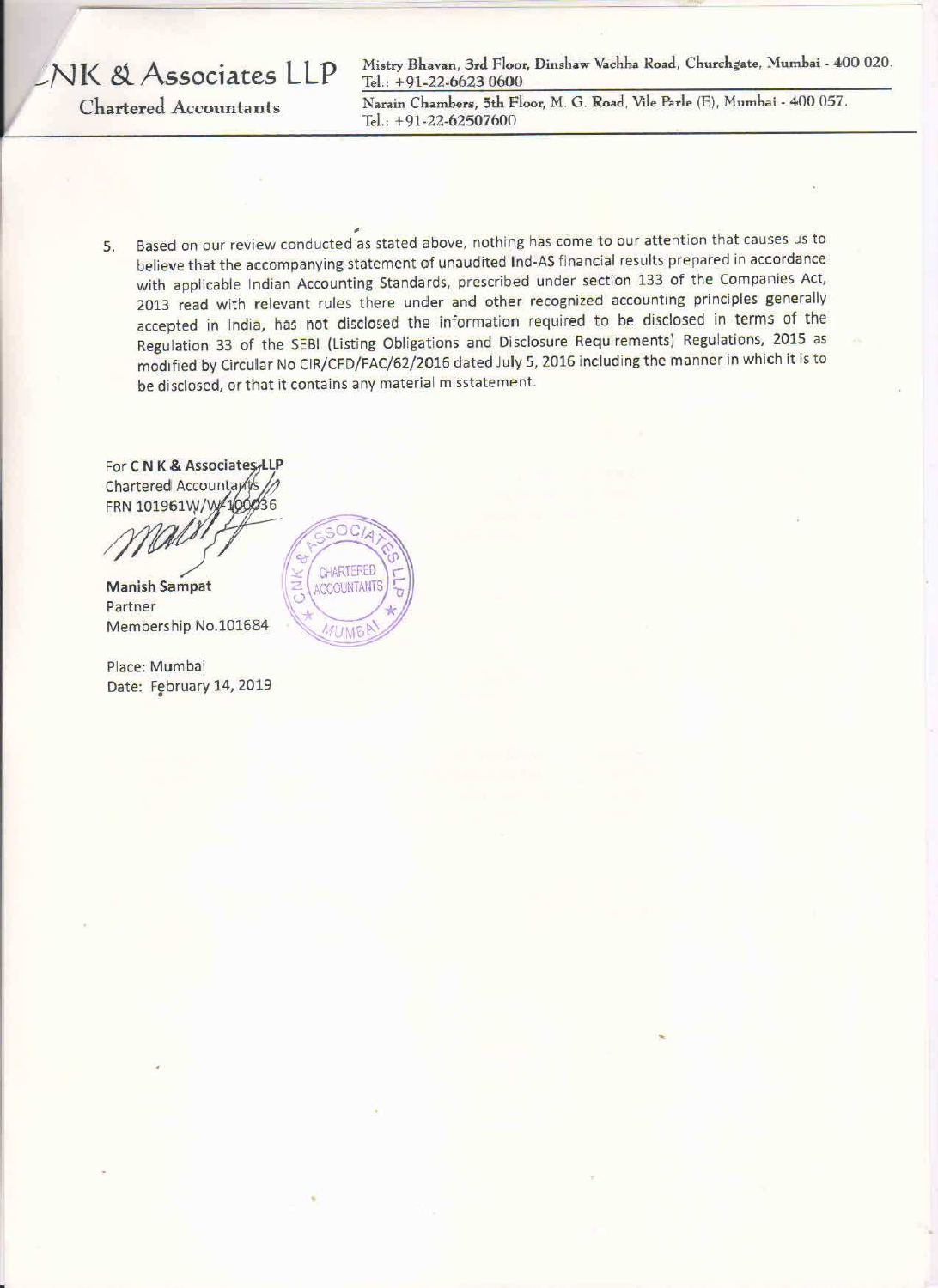CNK & Associates LLP
Chartered Accountants

Mistry Bhavan, 3rd Floor, Dinshaw Vachha Road, Churchgate, Mumbai - 400 020.
Tel.: +91-22-6623 0600

Narain Chambers, 5th Floor, M. G. Road, Vile Parle (E), Mumbai - 400 057.
Tel.: +91-22-62507600

5. Based on our review conducted as stated above, nothing has come to our attention that causes us to believe that the accompanying statement of unaudited Ind-AS financial results prepared in accordance with applicable Indian Accounting Standards, prescribed under section 133 of the Companies Act, 2013 read with relevant rules there under and other recognized accounting principles generally accepted in India, has not disclosed the information required to be disclosed in terms of the Regulation 33 of the SEBI (Listing Obligations and Disclosure Requirements) Regulations, 2015 as modified by Circular No CIR/CFD/FAC/62/2016 dated July 5, 2016 including the manner in which it is to be disclosed, or that it contains any material misstatement.

For **C N K & Associates LLP**
Chartered Accountants
FRN 101961W/W-100036

**Manish Sampat**
Partner
Membership No.101684

Place: Mumbai
Date: February 14, 2019